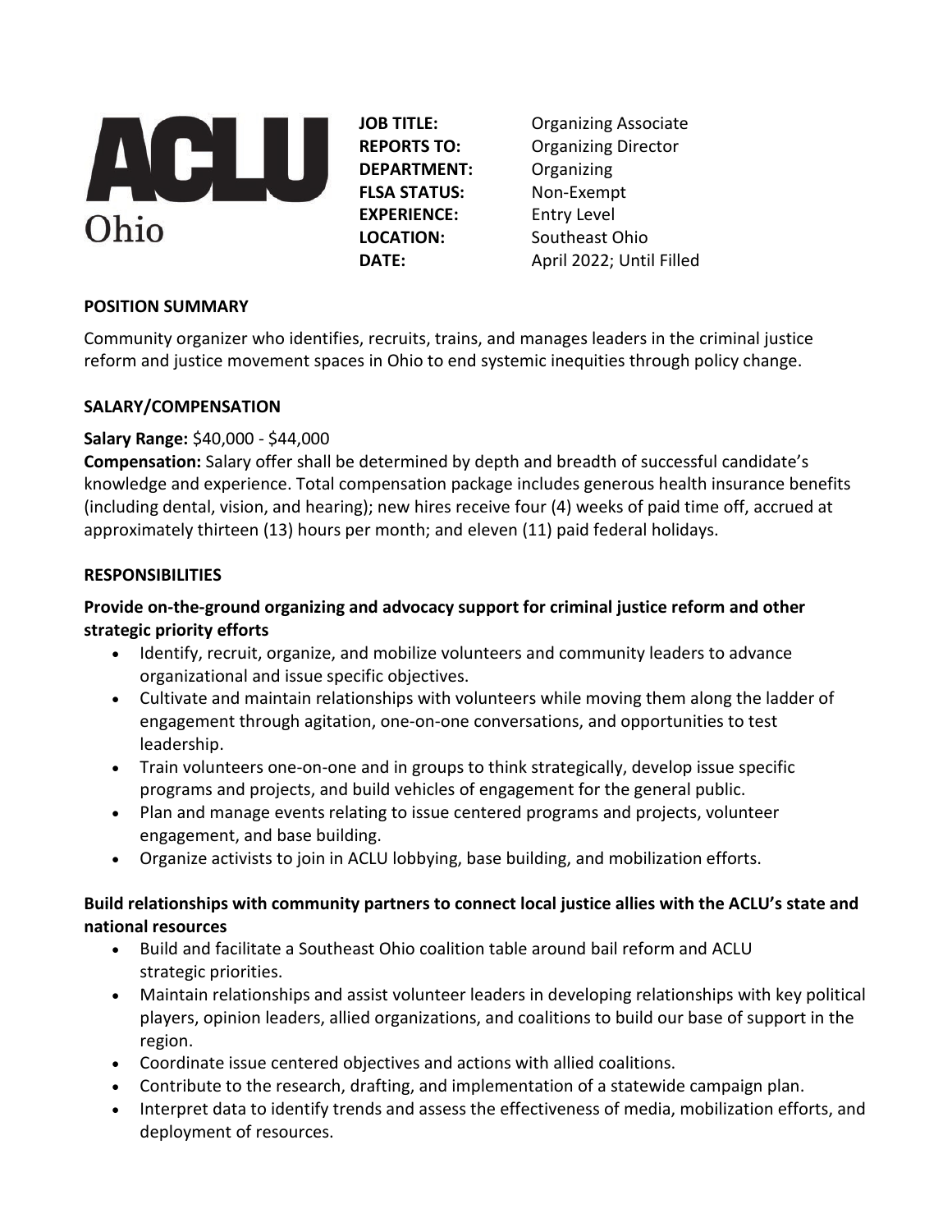ACLU Ohio

**JOB TITLE:** Organizing Associate
**REPORTS TO:** Organizing Director
**DEPARTMENT:** Organizing
**FLSA STATUS:** Non-Exempt
**EXPERIENCE:** Entry Level
**LOCATION:** Southeast Ohio
**DATE:** April 2022; Until Filled

## POSITION SUMMARY

Community organizer who identifies, recruits, trains, and manages leaders in the criminal justice reform and justice movement spaces in Ohio to end systemic inequities through policy change.

## SALARY/COMPENSATION

**Salary Range:** $40,000 - $44,000
**Compensation:** Salary offer shall be determined by depth and breadth of successful candidate's knowledge and experience. Total compensation package includes generous health insurance benefits (including dental, vision, and hearing); new hires receive four (4) weeks of paid time off, accrued at approximately thirteen (13) hours per month; and eleven (11) paid federal holidays.

## RESPONSIBILITIES

**Provide on-the-ground organizing and advocacy support for criminal justice reform and other strategic priority efforts**

- Identify, recruit, organize, and mobilize volunteers and community leaders to advance organizational and issue specific objectives.
- Cultivate and maintain relationships with volunteers while moving them along the ladder of engagement through agitation, one-on-one conversations, and opportunities to test leadership.
- Train volunteers one-on-one and in groups to think strategically, develop issue specific programs and projects, and build vehicles of engagement for the general public.
- Plan and manage events relating to issue centered programs and projects, volunteer engagement, and base building.
- Organize activists to join in ACLU lobbying, base building, and mobilization efforts.

**Build relationships with community partners to connect local justice allies with the ACLU's state and national resources**

- Build and facilitate a Southeast Ohio coalition table around bail reform and ACLU strategic priorities.
- Maintain relationships and assist volunteer leaders in developing relationships with key political players, opinion leaders, allied organizations, and coalitions to build our base of support in the region.
- Coordinate issue centered objectives and actions with allied coalitions.
- Contribute to the research, drafting, and implementation of a statewide campaign plan.
- Interpret data to identify trends and assess the effectiveness of media, mobilization efforts, and deployment of resources.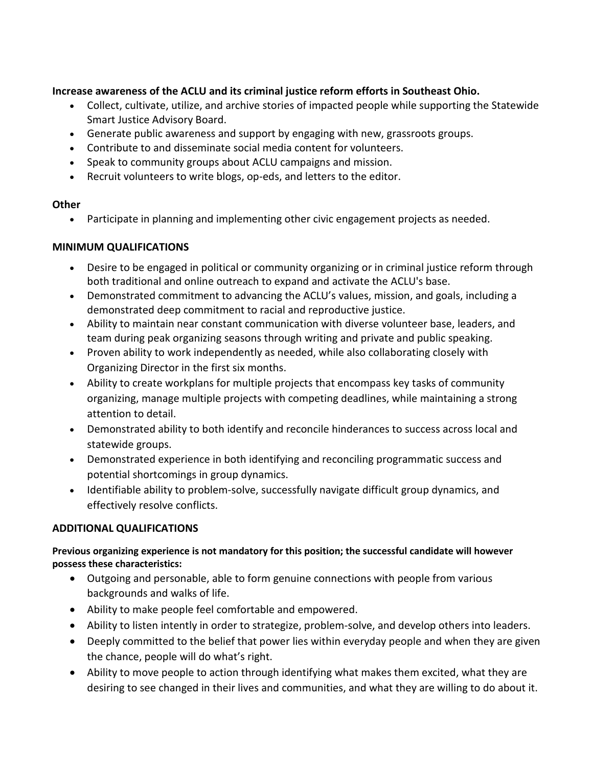**Increase awareness of the ACLU and its criminal justice reform efforts in Southeast Ohio.**

- Collect, cultivate, utilize, and archive stories of impacted people while supporting the Statewide Smart Justice Advisory Board.
- Generate public awareness and support by engaging with new, grassroots groups.
- Contribute to and disseminate social media content for volunteers.
- Speak to community groups about ACLU campaigns and mission.
- Recruit volunteers to write blogs, op-eds, and letters to the editor.

**Other**

- Participate in planning and implementing other civic engagement projects as needed.

## MINIMUM QUALIFICATIONS

- Desire to be engaged in political or community organizing or in criminal justice reform through both traditional and online outreach to expand and activate the ACLU's base.
- Demonstrated commitment to advancing the ACLU's values, mission, and goals, including a demonstrated deep commitment to racial and reproductive justice.
- Ability to maintain near constant communication with diverse volunteer base, leaders, and team during peak organizing seasons through writing and private and public speaking.
- Proven ability to work independently as needed, while also collaborating closely with Organizing Director in the first six months.
- Ability to create workplans for multiple projects that encompass key tasks of community organizing, manage multiple projects with competing deadlines, while maintaining a strong attention to detail.
- Demonstrated ability to both identify and reconcile hinderances to success across local and statewide groups.
- Demonstrated experience in both identifying and reconciling programmatic success and potential shortcomings in group dynamics.
- Identifiable ability to problem-solve, successfully navigate difficult group dynamics, and effectively resolve conflicts.

## ADDITIONAL QUALIFICATIONS

**Previous organizing experience is not mandatory for this position; the successful candidate will however possess these characteristics:**

- Outgoing and personable, able to form genuine connections with people from various backgrounds and walks of life.
- Ability to make people feel comfortable and empowered.
- Ability to listen intently in order to strategize, problem-solve, and develop others into leaders.
- Deeply committed to the belief that power lies within everyday people and when they are given the chance, people will do what's right.
- Ability to move people to action through identifying what makes them excited, what they are desiring to see changed in their lives and communities, and what they are willing to do about it.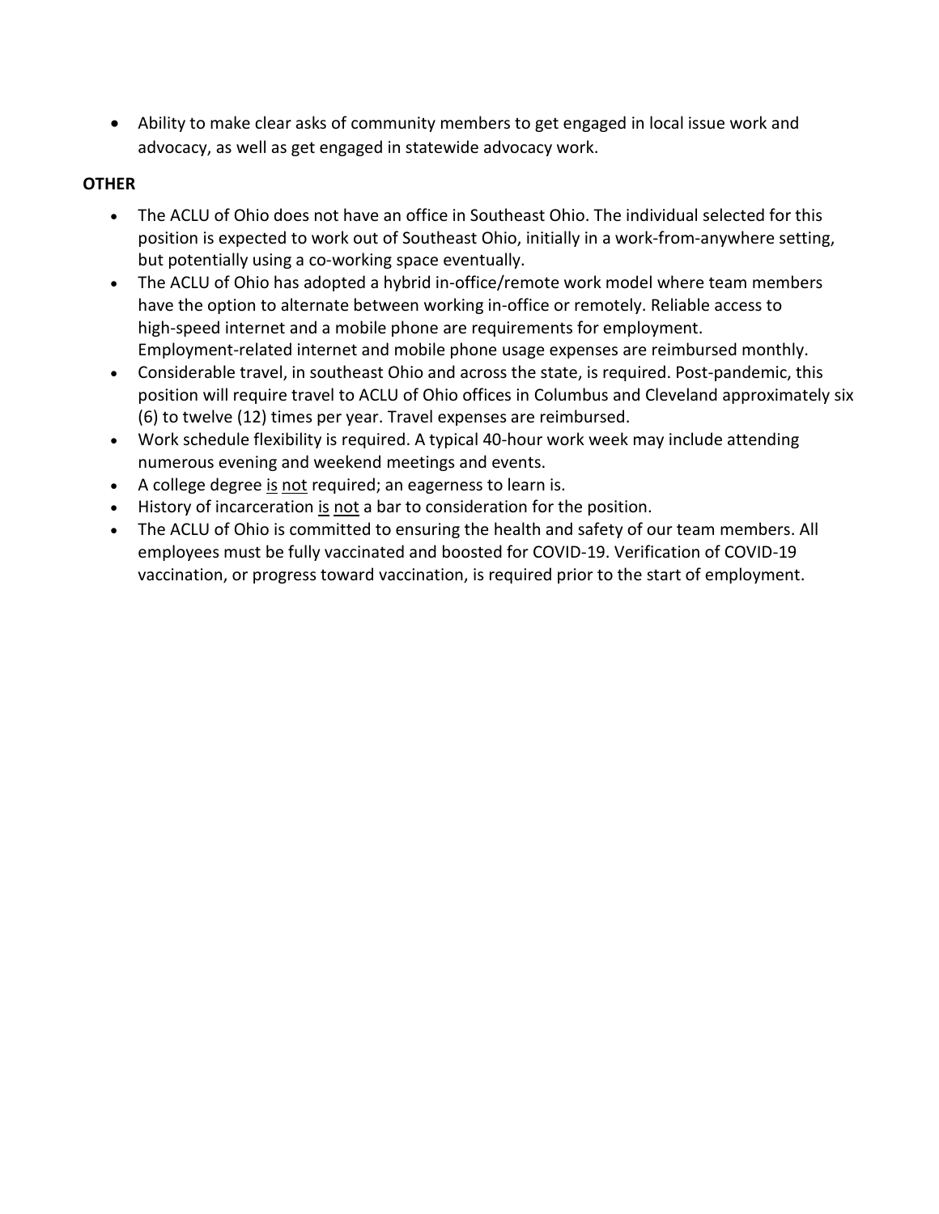- Ability to make clear asks of community members to get engaged in local issue work and advocacy, as well as get engaged in statewide advocacy work.

**OTHER**

- The ACLU of Ohio does not have an office in Southeast Ohio. The individual selected for this position is expected to work out of Southeast Ohio, initially in a work-from-anywhere setting, but potentially using a co-working space eventually.
- The ACLU of Ohio has adopted a hybrid in-office/remote work model where team members have the option to alternate between working in-office or remotely. Reliable access to high-speed internet and a mobile phone are requirements for employment. Employment-related internet and mobile phone usage expenses are reimbursed monthly.
- Considerable travel, in southeast Ohio and across the state, is required. Post-pandemic, this position will require travel to ACLU of Ohio offices in Columbus and Cleveland approximately six (6) to twelve (12) times per year. Travel expenses are reimbursed.
- Work schedule flexibility is required. A typical 40-hour work week may include attending numerous evening and weekend meetings and events.
- A college degree <u>is</u> <u>not</u> required; an eagerness to learn is.
- History of incarceration <u>is</u> <u>not</u> a bar to consideration for the position.
- The ACLU of Ohio is committed to ensuring the health and safety of our team members. All employees must be fully vaccinated and boosted for COVID-19. Verification of COVID-19 vaccination, or progress toward vaccination, is required prior to the start of employment.